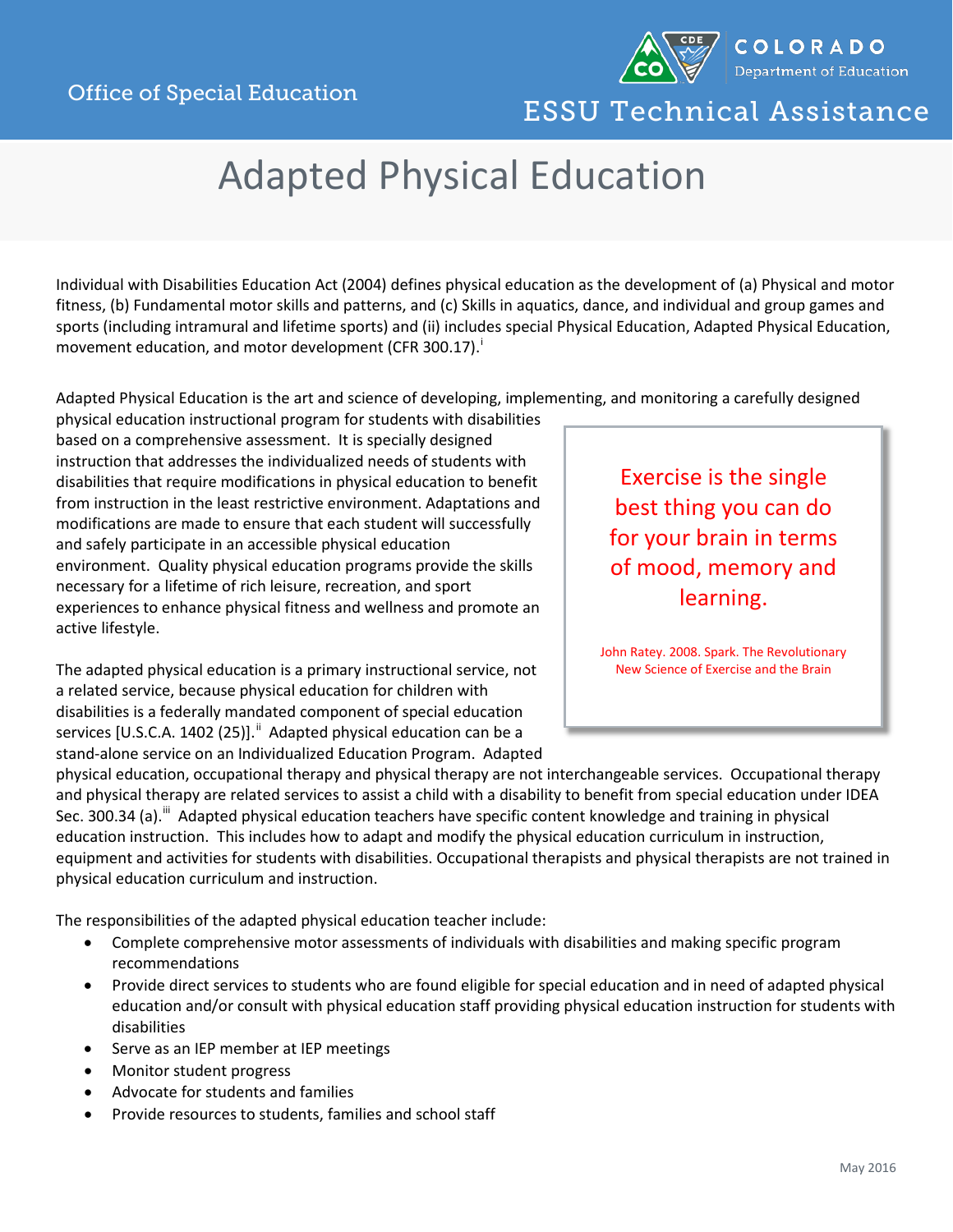Office of Special Education

COLORADO Department of Education

ESSU Technical Assistance

# Adapted Physical Education

Individual with Disabilities Education Act (2004) defines physical education as the development of (a) Physical and motor fitness, (b) Fundamental motor skills and patterns, and (c) Skills in aquatics, dance, and individual and group games and sports (including intramural and lifetime sports) and (ii) includes special Physical Education, Adapted Physical Education, movement education, and motor development (CFR 300.17).[i]

Adapted Physical Education is the art and science of developing, implementing, and monitoring a carefully designed physical education instructional program for students with disabilities based on a comprehensive assessment. It is specially designed instruction that addresses the individualized needs of students with disabilities that require modifications in physical education to benefit from instruction in the least restrictive environment. Adaptations and modifications are made to ensure that each student will successfully and safely participate in an accessible physical education environment. Quality physical education programs provide the skills necessary for a lifetime of rich leisure, recreation, and sport experiences to enhance physical fitness and wellness and promote an active lifestyle.

> Exercise is the single best thing you can do for your brain in terms of mood, memory and learning.
>
> John Ratey. 2008. Spark. The Revolutionary New Science of Exercise and the Brain

The adapted physical education is a primary instructional service, not a related service, because physical education for children with disabilities is a federally mandated component of special education services [U.S.C.A. 1402 (25)].[ii] Adapted physical education can be a stand-alone service on an Individualized Education Program. Adapted physical education, occupational therapy and physical therapy are not interchangeable services. Occupational therapy and physical therapy are related services to assist a child with a disability to benefit from special education under IDEA Sec. 300.34 (a).[iii] Adapted physical education teachers have specific content knowledge and training in physical education instruction. This includes how to adapt and modify the physical education curriculum in instruction, equipment and activities for students with disabilities. Occupational therapists and physical therapists are not trained in physical education curriculum and instruction.

The responsibilities of the adapted physical education teacher include:

- Complete comprehensive motor assessments of individuals with disabilities and making specific program recommendations
- Provide direct services to students who are found eligible for special education and in need of adapted physical education and/or consult with physical education staff providing physical education instruction for students with disabilities
- Serve as an IEP member at IEP meetings
- Monitor student progress
- Advocate for students and families
- Provide resources to students, families and school staff

May 2016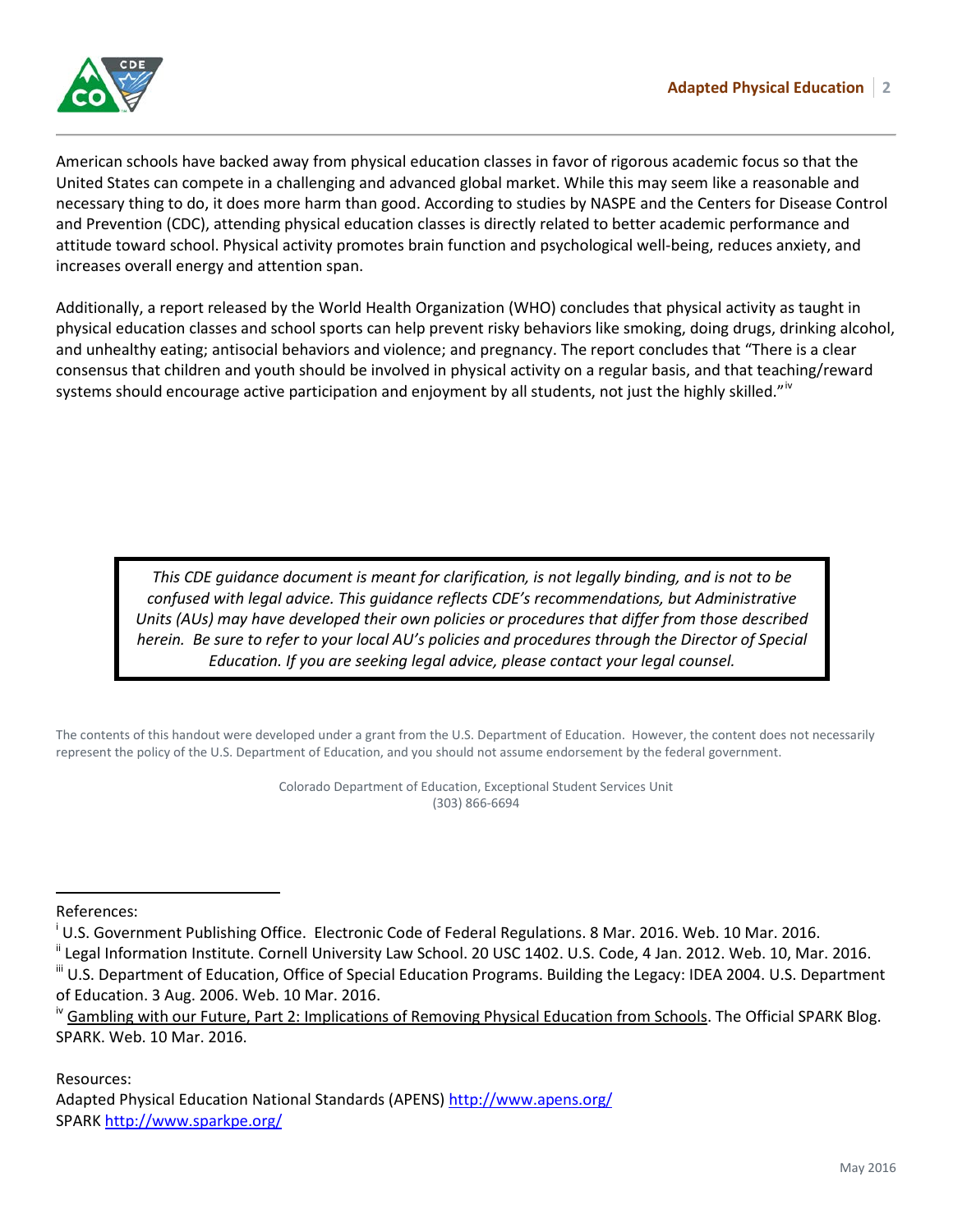American schools have backed away from physical education classes in favor of rigorous academic focus so that the United States can compete in a challenging and advanced global market. While this may seem like a reasonable and necessary thing to do, it does more harm than good. According to studies by NASPE and the Centers for Disease Control and Prevention (CDC), attending physical education classes is directly related to better academic performance and attitude toward school. Physical activity promotes brain function and psychological well-being, reduces anxiety, and increases overall energy and attention span.

Additionally, a report released by the World Health Organization (WHO) concludes that physical activity as taught in physical education classes and school sports can help prevent risky behaviors like smoking, doing drugs, drinking alcohol, and unhealthy eating; antisocial behaviors and violence; and pregnancy. The report concludes that "There is a clear consensus that children and youth should be involved in physical activity on a regular basis, and that teaching/reward systems should encourage active participation and enjoyment by all students, not just the highly skilled."[iv]

> *This CDE guidance document is meant for clarification, is not legally binding, and is not to be confused with legal advice. This guidance reflects CDE's recommendations, but Administrative Units (AUs) may have developed their own policies or procedures that differ from those described herein. Be sure to refer to your local AU's policies and procedures through the Director of Special Education. If you are seeking legal advice, please contact your legal counsel.*

The contents of this handout were developed under a grant from the U.S. Department of Education. However, the content does not necessarily represent the policy of the U.S. Department of Education, and you should not assume endorsement by the federal government.

Colorado Department of Education, Exceptional Student Services Unit
(303) 866-6694

---

References:

[i] U.S. Government Publishing Office. Electronic Code of Federal Regulations. 8 Mar. 2016. Web. 10 Mar. 2016.

[ii] Legal Information Institute. Cornell University Law School. 20 USC 1402. U.S. Code, 4 Jan. 2012. Web. 10, Mar. 2016.

[iii] U.S. Department of Education, Office of Special Education Programs. Building the Legacy: IDEA 2004. U.S. Department of Education. 3 Aug. 2006. Web. 10 Mar. 2016.

[iv] Gambling with our Future, Part 2: Implications of Removing Physical Education from Schools. The Official SPARK Blog. SPARK. Web. 10 Mar. 2016.

Resources:

Adapted Physical Education National Standards (APENS) http://www.apens.org/

SPARK http://www.sparkpe.org/

May 2016